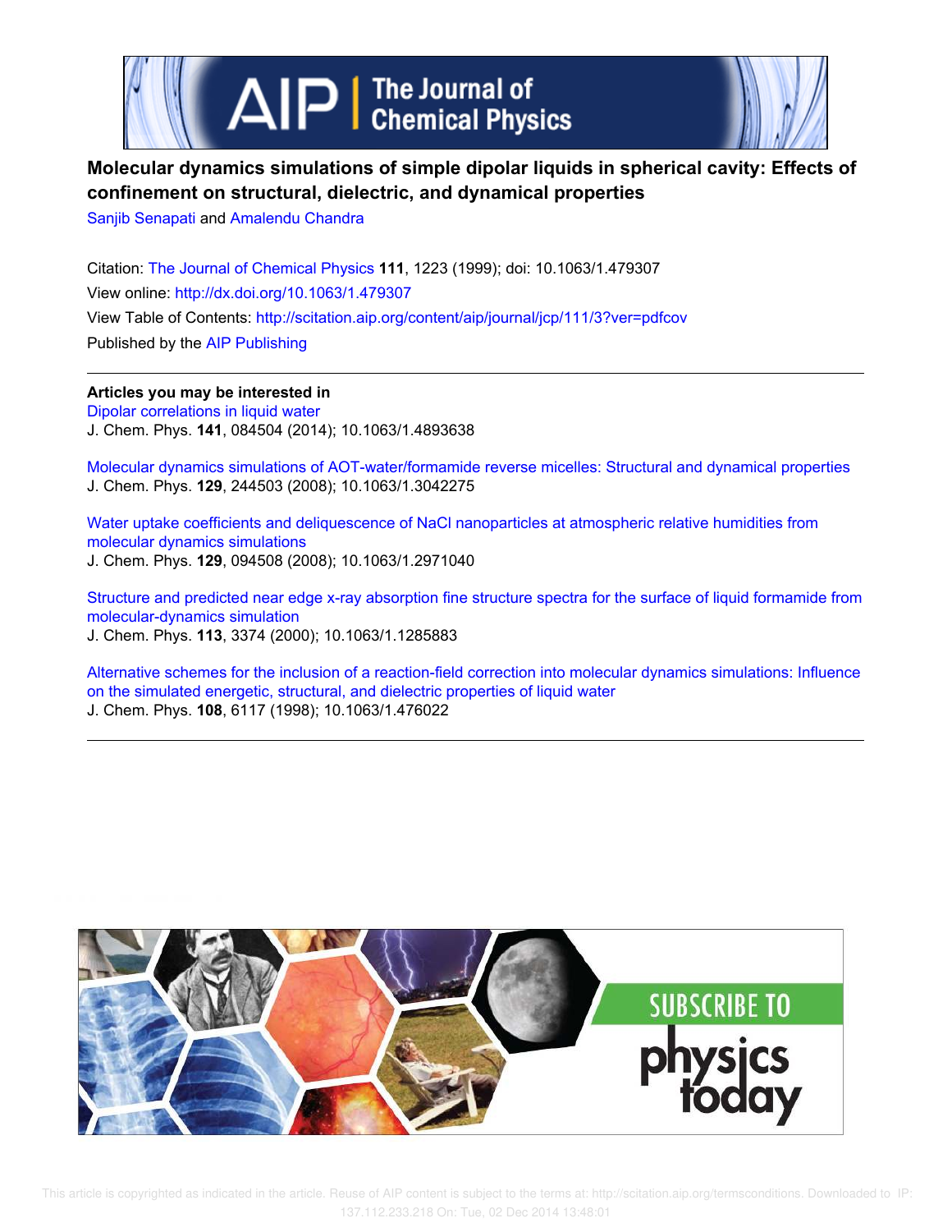# Molecular dynamics simulations of simple dipolar liquids in spherical cavity: Effects of confinement on structural, dielectric, and dynamical properties

Sanjib Senapati and Amalendu Chandra

Citation: The Journal of Chemical Physics **111**, 1223 (1999); doi: 10.1063/1.479307

View online: http://dx.doi.org/10.1063/1.479307

View Table of Contents: http://scitation.aip.org/content/aip/journal/jcp/111/3?ver=pdfcov

Published by the AIP Publishing

**Articles you may be interested in**

Dipolar correlations in liquid water
J. Chem. Phys. **141**, 084504 (2014); 10.1063/1.4893638

Molecular dynamics simulations of AOT-water/formamide reverse micelles: Structural and dynamical properties
J. Chem. Phys. **129**, 244503 (2008); 10.1063/1.3042275

Water uptake coefficients and deliquescence of NaCl nanoparticles at atmospheric relative humidities from molecular dynamics simulations
J. Chem. Phys. **129**, 094508 (2008); 10.1063/1.2971040

Structure and predicted near edge x-ray absorption fine structure spectra for the surface of liquid formamide from molecular-dynamics simulation
J. Chem. Phys. **113**, 3374 (2000); 10.1063/1.1285883

Alternative schemes for the inclusion of a reaction-field correction into molecular dynamics simulations: Influence on the simulated energetic, structural, and dielectric properties of liquid water
J. Chem. Phys. **108**, 6117 (1998); 10.1063/1.476022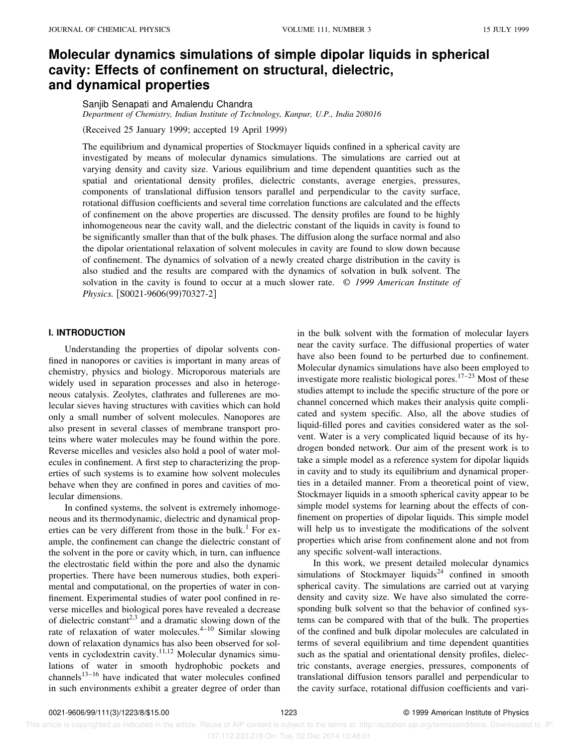# Molecular dynamics simulations of simple dipolar liquids in spherical cavity: Effects of confinement on structural, dielectric, and dynamical properties

Sanjib Senapati and Amalendu Chandra

*Department of Chemistry, Indian Institute of Technology, Kanpur, U.P., India 208016*

(Received 25 January 1999; accepted 19 April 1999)

The equilibrium and dynamical properties of Stockmayer liquids confined in a spherical cavity are investigated by means of molecular dynamics simulations. The simulations are carried out at varying density and cavity size. Various equilibrium and time dependent quantities such as the spatial and orientational density profiles, dielectric constants, average energies, pressures, components of translational diffusion tensors parallel and perpendicular to the cavity surface, rotational diffusion coefficients and several time correlation functions are calculated and the effects of confinement on the above properties are discussed. The density profiles are found to be highly inhomogeneous near the cavity wall, and the dielectric constant of the liquids in cavity is found to be significantly smaller than that of the bulk phases. The diffusion along the surface normal and also the dipolar orientational relaxation of solvent molecules in cavity are found to slow down because of confinement. The dynamics of solvation of a newly created charge distribution in the cavity is also studied and the results are compared with the dynamics of solvation in bulk solvent. The solvation in the cavity is found to occur at a much slower rate. © *1999 American Institute of Physics.* [S0021-9606(99)70327-2]

## I. INTRODUCTION

Understanding the properties of dipolar solvents confined in nanopores or cavities is important in many areas of chemistry, physics and biology. Microporous materials are widely used in separation processes and also in heterogeneous catalysis. Zeolytes, clathrates and fullerenes are molecular sieves having structures with cavities which can hold only a small number of solvent molecules. Nanopores are also present in several classes of membrane transport proteins where water molecules may be found within the pore. Reverse micelles and vesicles also hold a pool of water molecules in confinement. A first step to characterizing the properties of such systems is to examine how solvent molecules behave when they are confined in pores and cavities of molecular dimensions.

In confined systems, the solvent is extremely inhomogeneous and its thermodynamic, dielectric and dynamical properties can be very different from those in the bulk.[1] For example, the confinement can change the dielectric constant of the solvent in the pore or cavity which, in turn, can influence the electrostatic field within the pore and also the dynamic properties. There have been numerous studies, both experimental and computational, on the properties of water in confinement. Experimental studies of water pool confined in reverse micelles and biological pores have revealed a decrease of dielectric constant[2,3] and a dramatic slowing down of the rate of relaxation of water molecules.[4–10] Similar slowing down of relaxation dynamics has also been observed for solvents in cyclodextrin cavity.[11,12] Molecular dynamics simulations of water in smooth hydrophobic pockets and channels[13–16] have indicated that water molecules confined in such environments exhibit a greater degree of order than in the bulk solvent with the formation of molecular layers near the cavity surface. The diffusional properties of water have also been found to be perturbed due to confinement. Molecular dynamics simulations have also been employed to investigate more realistic biological pores.[17–23] Most of these studies attempt to include the specific structure of the pore or channel concerned which makes their analysis quite complicated and system specific. Also, all the above studies of liquid-filled pores and cavities considered water as the solvent. Water is a very complicated liquid because of its hydrogen bonded network. Our aim of the present work is to take a simple model as a reference system for dipolar liquids in cavity and to study its equilibrium and dynamical properties in a detailed manner. From a theoretical point of view, Stockmayer liquids in a smooth spherical cavity appear to be simple model systems for learning about the effects of confinement on properties of dipolar liquids. This simple model will help us to investigate the modifications of the solvent properties which arise from confinement alone and not from any specific solvent-wall interactions.

In this work, we present detailed molecular dynamics simulations of Stockmayer liquids[24] confined in smooth spherical cavity. The simulations are carried out at varying density and cavity size. We have also simulated the corresponding bulk solvent so that the behavior of confined systems can be compared with that of the bulk. The properties of the confined and bulk dipolar molecules are calculated in terms of several equilibrium and time dependent quantities such as the spatial and orientational density profiles, dielectric constants, average energies, pressures, components of translational diffusion tensors parallel and perpendicular to the cavity surface, rotational diffusion coefficients and vari-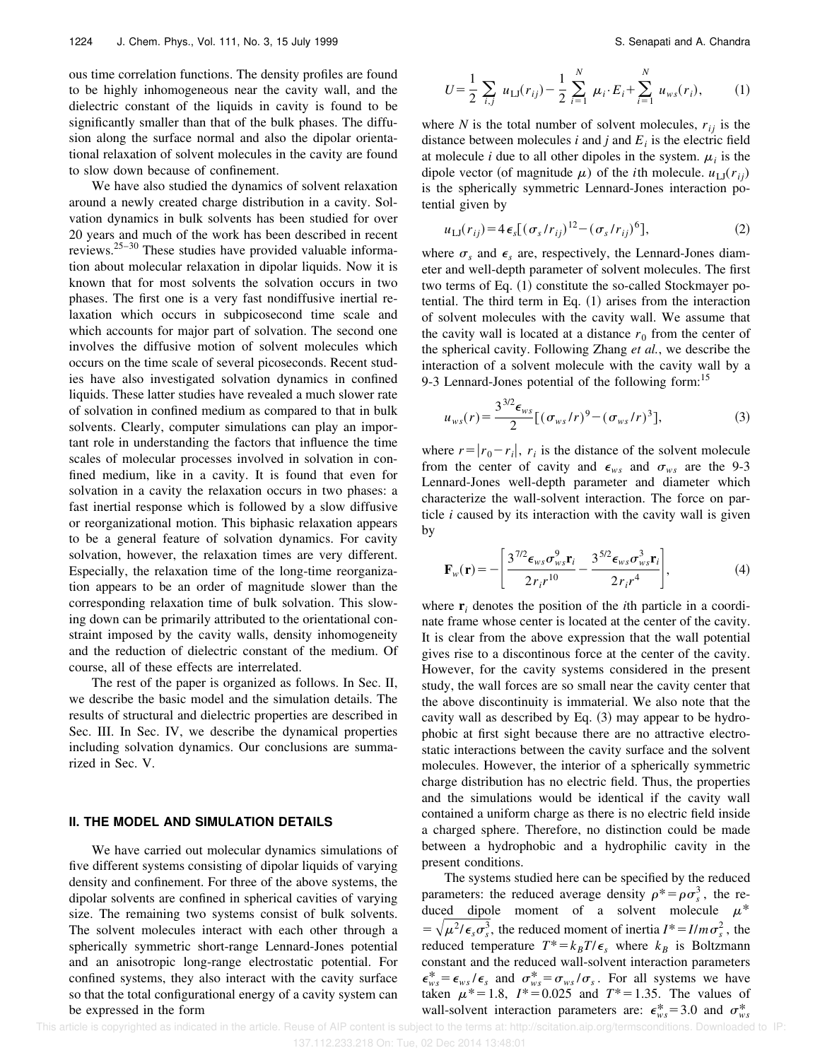ous time correlation functions. The density profiles are found to be highly inhomogeneous near the cavity wall, and the dielectric constant of the liquids in cavity is found to be significantly smaller than that of the bulk phases. The diffusion along the surface normal and also the dipolar orientational relaxation of solvent molecules in the cavity are found to slow down because of confinement.

We have also studied the dynamics of solvent relaxation around a newly created charge distribution in a cavity. Solvation dynamics in bulk solvents has been studied for over 20 years and much of the work has been described in recent reviews.[25–30] These studies have provided valuable information about molecular relaxation in dipolar liquids. Now it is known that for most solvents the solvation occurs in two phases. The first one is a very fast nondiffusive inertial relaxation which occurs in subpicosecond time scale and which accounts for major part of solvation. The second one involves the diffusive motion of solvent molecules which occurs on the time scale of several picoseconds. Recent studies have also investigated solvation dynamics in confined liquids. These latter studies have revealed a much slower rate of solvation in confined medium as compared to that in bulk solvents. Clearly, computer simulations can play an important role in understanding the factors that influence the time scales of molecular processes involved in solvation in confined medium, like in a cavity. It is found that even for solvation in a cavity the relaxation occurs in two phases: a fast inertial response which is followed by a slow diffusive or reorganizational motion. This biphasic relaxation appears to be a general feature of solvation dynamics. For cavity solvation, however, the relaxation times are very different. Especially, the relaxation time of the long-time reorganization appears to be an order of magnitude slower than the corresponding relaxation time of bulk solvation. This slowing down can be primarily attributed to the orientational constraint imposed by the cavity walls, density inhomogeneity and the reduction of dielectric constant of the medium. Of course, all of these effects are interrelated.

The rest of the paper is organized as follows. In Sec. II, we describe the basic model and the simulation details. The results of structural and dielectric properties are described in Sec. III. In Sec. IV, we describe the dynamical properties including solvation dynamics. Our conclusions are summarized in Sec. V.

## II. THE MODEL AND SIMULATION DETAILS

We have carried out molecular dynamics simulations of five different systems consisting of dipolar liquids of varying density and confinement. For three of the above systems, the dipolar solvents are confined in spherical cavities of varying size. The remaining two systems consist of bulk solvents. The solvent molecules interact with each other through a spherically symmetric short-range Lennard-Jones potential and an anisotropic long-range electrostatic potential. For confined systems, they also interact with the cavity surface so that the total configurational energy of a cavity system can be expressed in the form

$$U=\frac{1}{2}\sum_{i,j} u_{\mathrm{LJ}}(r_{ij})-\frac{1}{2}\sum_{i=1}^{N} \mu_i\cdot E_i+\sum_{i=1}^{N} u_{ws}(r_i), \tag{1}$$

where $N$ is the total number of solvent molecules, $r_{ij}$ is the distance between molecules $i$ and $j$ and $E_i$ is the electric field at molecule $i$ due to all other dipoles in the system. $\mu_i$ is the dipole vector (of magnitude $\mu$) of the $i$th molecule. $u_{\mathrm{LJ}}(r_{ij})$ is the spherically symmetric Lennard-Jones interaction potential given by

$$u_{\mathrm{LJ}}(r_{ij})=4\epsilon_s[(\sigma_s/r_{ij})^{12}-(\sigma_s/r_{ij})^{6}], \tag{2}$$

where $\sigma_s$ and $\epsilon_s$ are, respectively, the Lennard-Jones diameter and well-depth parameter of solvent molecules. The first two terms of Eq. (1) constitute the so-called Stockmayer potential. The third term in Eq. (1) arises from the interaction of solvent molecules with the cavity wall. We assume that the cavity wall is located at a distance $r_0$ from the center of the spherical cavity. Following Zhang *et al.*, we describe the interaction of a solvent molecule with the cavity wall by a 9-3 Lennard-Jones potential of the following form:[15]

$$u_{ws}(r)=\frac{3^{3/2}\epsilon_{ws}}{2}[(\sigma_{ws}/r)^{9}-(\sigma_{ws}/r)^{3}], \tag{3}$$

where $r=|r_0-r_i|$, $r_i$ is the distance of the solvent molecule from the center of cavity and $\epsilon_{ws}$ and $\sigma_{ws}$ are the 9-3 Lennard-Jones well-depth parameter and diameter which characterize the wall-solvent interaction. The force on particle $i$ caused by its interaction with the cavity wall is given by

$$\mathbf{F}_w(\mathbf{r})=-\left[\frac{3^{7/2}\epsilon_{ws}\sigma_{ws}^{9}\mathbf{r}_i}{2r_i r^{10}}-\frac{3^{5/2}\epsilon_{ws}\sigma_{ws}^{3}\mathbf{r}_i}{2r_i r^{4}}\right], \tag{4}$$

where $\mathbf{r}_i$ denotes the position of the $i$th particle in a coordinate frame whose center is located at the center of the cavity. It is clear from the above expression that the wall potential gives rise to a discontinous force at the center of the cavity. However, for the cavity systems considered in the present study, the wall forces are so small near the cavity center that the above discontinuity is immaterial. We also note that the cavity wall as described by Eq. (3) may appear to be hydrophobic at first sight because there are no attractive electrostatic interactions between the cavity surface and the solvent molecules. However, the interior of a spherically symmetric charge distribution has no electric field. Thus, the properties and the simulations would be identical if the cavity wall contained a uniform charge as there is no electric field inside a charged sphere. Therefore, no distinction could be made between a hydrophobic and a hydrophilic cavity in the present conditions.

The systems studied here can be specified by the reduced parameters: the reduced average density $\rho^*=\rho\sigma_s^3$, the reduced dipole moment of a solvent molecule $\mu^*=\sqrt{\mu^2/\epsilon_s\sigma_s^3}$, the reduced moment of inertia $I^*=I/m\sigma_s^2$, the reduced temperature $T^*=k_BT/\epsilon_s$ where $k_B$ is Boltzmann constant and the reduced wall-solvent interaction parameters $\epsilon_{ws}^*=\epsilon_{ws}/\epsilon_s$ and $\sigma_{ws}^*=\sigma_{ws}/\sigma_s$. For all systems we have taken $\mu^*=1.8$, $I^*=0.025$ and $T^*=1.35$. The values of wall-solvent interaction parameters are: $\epsilon_{ws}^*=3.0$ and $\sigma_{ws}^*$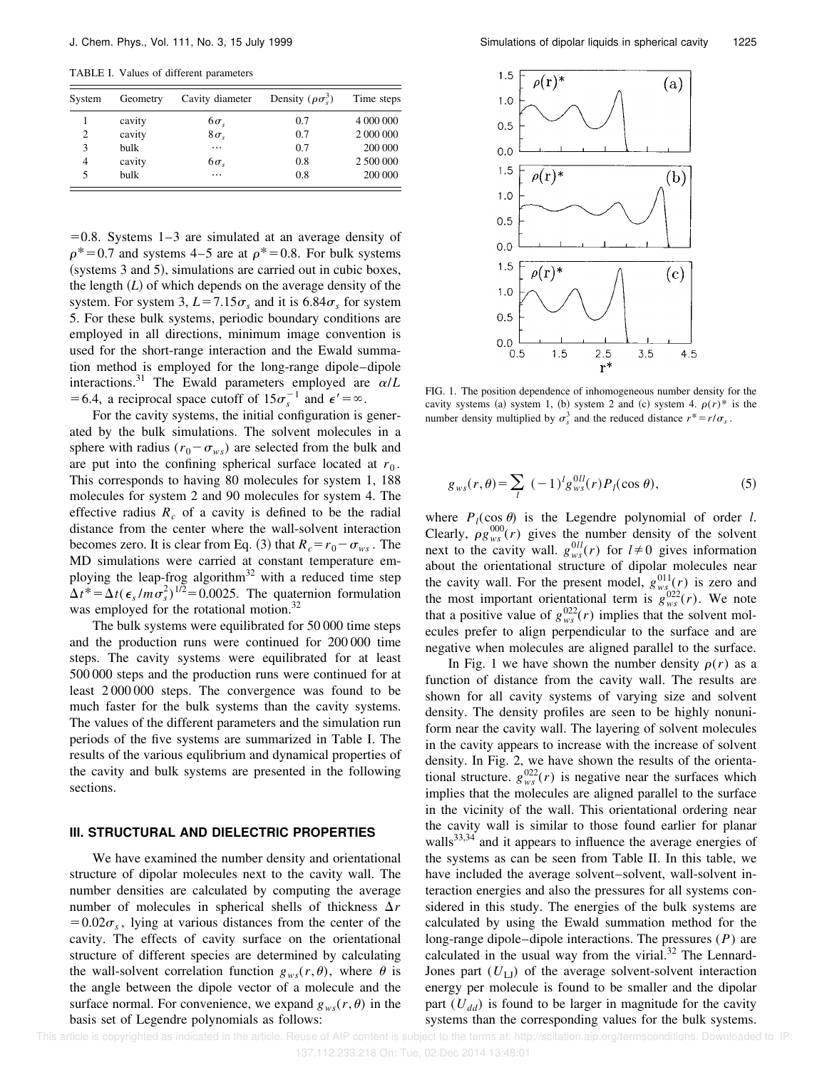TABLE I. Values of different parameters

| System | Geometry | Cavity diameter | Density ($\rho\sigma_s^3$) | Time steps |
|---|---|---|---|---|
| 1 | cavity | $6\sigma_s$ | 0.7 | 4 000 000 |
| 2 | cavity | $8\sigma_s$ | 0.7 | 2 000 000 |
| 3 | bulk | ⋯ | 0.7 | 200 000 |
| 4 | cavity | $6\sigma_s$ | 0.8 | 2 500 000 |
| 5 | bulk | ⋯ | 0.8 | 200 000 |

=0.8. Systems 1–3 are simulated at an average density of $\rho^*=0.7$ and systems 4–5 are at $\rho^*=0.8$. For bulk systems (systems 3 and 5), simulations are carried out in cubic boxes, the length ($L$) of which depends on the average density of the system. For system 3, $L=7.15\sigma_s$ and it is $6.84\sigma_s$ for system 5. For these bulk systems, periodic boundary conditions are employed in all directions, minimum image convention is used for the short-range interaction and the Ewald summation method is employed for the long-range dipole–dipole interactions.[31] The Ewald parameters employed are $\alpha/L=6.4$, a reciprocal space cutoff of $15\sigma_s^{-1}$ and $\epsilon'=\infty$.

For the cavity systems, the initial configuration is generated by the bulk simulations. The solvent molecules in a sphere with radius ($r_0-\sigma_{ws}$) are selected from the bulk and are put into the confining spherical surface located at $r_0$. This corresponds to having 80 molecules for system 1, 188 molecules for system 2 and 90 molecules for system 4. The effective radius $R_c$ of a cavity is defined to be the radial distance from the center where the wall-solvent interaction becomes zero. It is clear from Eq. (3) that $R_c=r_0-\sigma_{ws}$. The MD simulations were carried at constant temperature employing the leap-frog algorithm[32] with a reduced time step $\Delta t^*=\Delta t(\epsilon_s/m\sigma_s^2)^{1/2}=0.0025$. The quaternion formulation was employed for the rotational motion.[32]

The bulk systems were equilibrated for 50 000 time steps and the production runs were continued for 200 000 time steps. The cavity systems were equilibrated for at least 500 000 steps and the production runs were continued for at least 2 000 000 steps. The convergence was found to be much faster for the bulk systems than the cavity systems. The values of the different parameters and the simulation run periods of the five systems are summarized in Table I. The results of the various equlibrium and dynamical properties of the cavity and bulk systems are presented in the following sections.

## III. STRUCTURAL AND DIELECTRIC PROPERTIES

We have examined the number density and orientational structure of dipolar molecules next to the cavity wall. The number densities are calculated by computing the average number of molecules in spherical shells of thickness $\Delta r=0.02\sigma_s$, lying at various distances from the center of the cavity. The effects of cavity surface on the orientational structure of different species are determined by calculating the wall-solvent correlation function $g_{ws}(r,\theta)$, where $\theta$ is the angle between the dipole vector of a molecule and the surface normal. For convenience, we expand $g_{ws}(r,\theta)$ in the basis set of Legendre polynomials as follows:

FIG. 1. The position dependence of inhomogeneous number density for the cavity systems (a) system 1, (b) system 2 and (c) system 4. $\rho(r)^*$ is the number density multiplied by $\sigma_s^3$ and the reduced distance $r^*=r/\sigma_s$.

$$g_{ws}(r,\theta)=\sum_l (-1)^l g_{ws}^{0ll}(r)P_l(\cos\theta), \tag{5}$$

where $P_l(\cos\theta)$ is the Legendre polynomial of order $l$. Clearly, $\rho g_{ws}^{000}(r)$ gives the number density of the solvent next to the cavity wall. $g_{ws}^{0ll}(r)$ for $l\neq 0$ gives information about the orientational structure of dipolar molecules near the cavity wall. For the present model, $g_{ws}^{011}(r)$ is zero and the most important orientational term is $g_{ws}^{022}(r)$. We note that a positive value of $g_{ws}^{022}(r)$ implies that the solvent molecules prefer to align perpendicular to the surface and are negative when molecules are aligned parallel to the surface.

In Fig. 1 we have shown the number density $\rho(r)$ as a function of distance from the cavity wall. The results are shown for all cavity systems of varying size and solvent density. The density profiles are seen to be highly nonuniform near the cavity wall. The layering of solvent molecules in the cavity appears to increase with the increase of solvent density. In Fig. 2, we have shown the results of the orientational structure. $g_{ws}^{022}(r)$ is negative near the surfaces which implies that the molecules are aligned parallel to the surface in the vicinity of the wall. This orientational ordering near the cavity wall is similar to those found earlier for planar walls[33,34] and it appears to influence the average energies of the systems as can be seen from Table II. In this table, we have included the average solvent–solvent, wall-solvent interaction energies and also the pressures for all systems considered in this study. The energies of the bulk systems are calculated by using the Ewald summation method for the long-range dipole–dipole interactions. The pressures ($P$) are calculated in the usual way from the virial.[32] The Lennard-Jones part ($U_{LJ}$) of the average solvent-solvent interaction energy per molecule is found to be smaller and the dipolar part ($U_{dd}$) is found to be larger in magnitude for the cavity systems than the corresponding values for the bulk systems.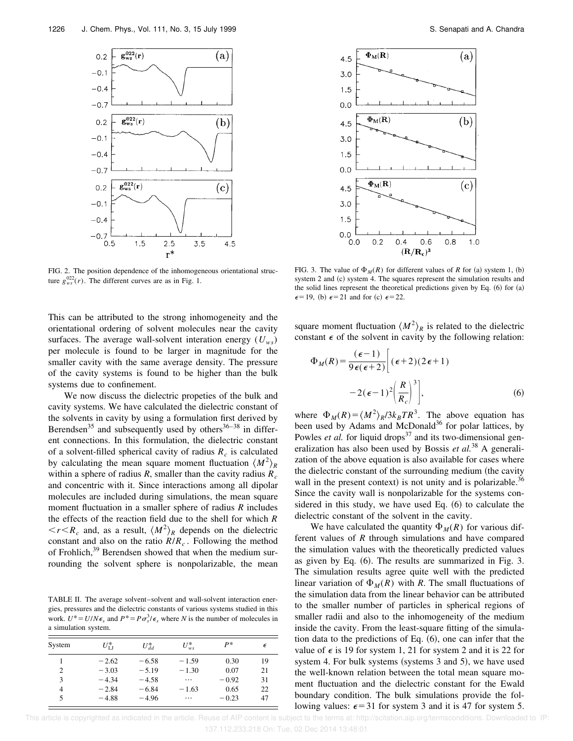FIG. 2. The position dependence of the inhomogeneous orientational structure $g_{ws}^{022}(r)$. The different curves are as in Fig. 1.

FIG. 3. The value of $\Phi_M(R)$ for different values of $R$ for (a) system 1, (b) system 2 and (c) system 4. The squares represent the simulation results and the solid lines represent the theoretical predictions given by Eq. (6) for (a) $\epsilon=19$, (b) $\epsilon=21$ and for (c) $\epsilon=22$.

This can be attributed to the strong inhomogeneity and the orientational ordering of solvent molecules near the cavity surfaces. The average wall-solvent interation energy ($U_{ws}$) per molecule is found to be larger in magnitude for the smaller cavity with the same average density. The pressure of the cavity systems is found to be higher than the bulk systems due to confinement.

We now discuss the dielectric propeties of the bulk and cavity systems. We have calculated the dielectric constant of the solvents in cavity by using a formulation first derived by Berendsen[35] and subsequently used by others[36–38] in different connections. In this formulation, the dielectric constant of a solvent-filled spherical cavity of radius $R_c$ is calculated by calculating the mean square moment fluctuation $\langle M^2\rangle_R$ within a sphere of radius $R$, smaller than the cavity radius $R_c$ and concentric with it. Since interactions among all dipolar molecules are included during simulations, the mean square moment fluctuation in a smaller sphere of radius $R$ includes the effects of the reaction field due to the shell for which $R<r<R_c$ and, as a result, $\langle M^2\rangle_R$ depends on the dielectric constant and also on the ratio $R/R_c$. Following the method of Frohlich,[39] Berendsen showed that when the medium surrounding the solvent sphere is nonpolarizable, the mean square moment fluctuation $\langle M^2\rangle_R$ is related to the dielectric constant $\epsilon$ of the solvent in cavity by the following relation:

$$\Phi_M(R)=\frac{(\epsilon-1)}{9\epsilon(\epsilon+2)}\left[(\epsilon+2)(2\epsilon+1)-2(\epsilon-1)^2\left(\frac{R}{R_c}\right)^3\right], \tag{6}$$

where $\Phi_M(R)=\langle M^2\rangle_R/3k_BTR^3$. The above equation has been used by Adams and McDonald[36] for polar lattices, by Powles *et al.* for liquid drops[37] and its two-dimensional generalization has also been used by Bossis *et al.*[38] A generalization of the above equation is also available for cases where the dielectric constant of the surrounding medium (the cavity wall in the present context) is not unity and is polarizable.[36] Since the cavity wall is nonpolarizable for the systems considered in this study, we have used Eq. (6) to calculate the dielectric constant of the solvent in the cavity.

We have calculated the quantity $\Phi_M(R)$ for various different values of $R$ through simulations and have compared the simulation values with the theoretically predicted values as given by Eq. (6). The results are summarized in Fig. 3. The simulation results agree quite well with the predicted linear variation of $\Phi_M(R)$ with $R$. The small fluctuations of the simulation data from the linear behavior can be attributed to the smaller number of particles in spherical regions of smaller radii and also to the inhomogeneity of the medium inside the cavity. From the least-square fitting of the simulation data to the predictions of Eq. (6), one can infer that the value of $\epsilon$ is 19 for system 1, 21 for system 2 and it is 22 for system 4. For bulk systems (systems 3 and 5), we have used the well-known relation between the total mean square moment fluctuation and the dielectric constant for the Ewald boundary condition. The bulk simulations provide the following values: $\epsilon=31$ for system 3 and it is 47 for system 5.

TABLE II. The average solvent–solvent and wall-solvent interaction energies, pressures and the dielectric constants of various systems studied in this work. $U^*=U/N\epsilon_s$ and $P^*=P\sigma_s^3/\epsilon_s$ where $N$ is the number of molecules in a simulation system.

| System | $U^*_{LJ}$ | $U^*_{dd}$ | $U^*_{ws}$ | $P^*$ | $\epsilon$ |
|---|---|---|---|---|---|
| 1 | −2.62 | −6.58 | −1.59 | 0.30 | 19 |
| 2 | −3.03 | −5.19 | −1.30 | 0.07 | 21 |
| 3 | −4.34 | −4.58 | ⋯ | −0.92 | 31 |
| 4 | −2.84 | −6.84 | −1.63 | 0.65 | 22 |
| 5 | −4.88 | −4.96 | ⋯ | −0.23 | 47 |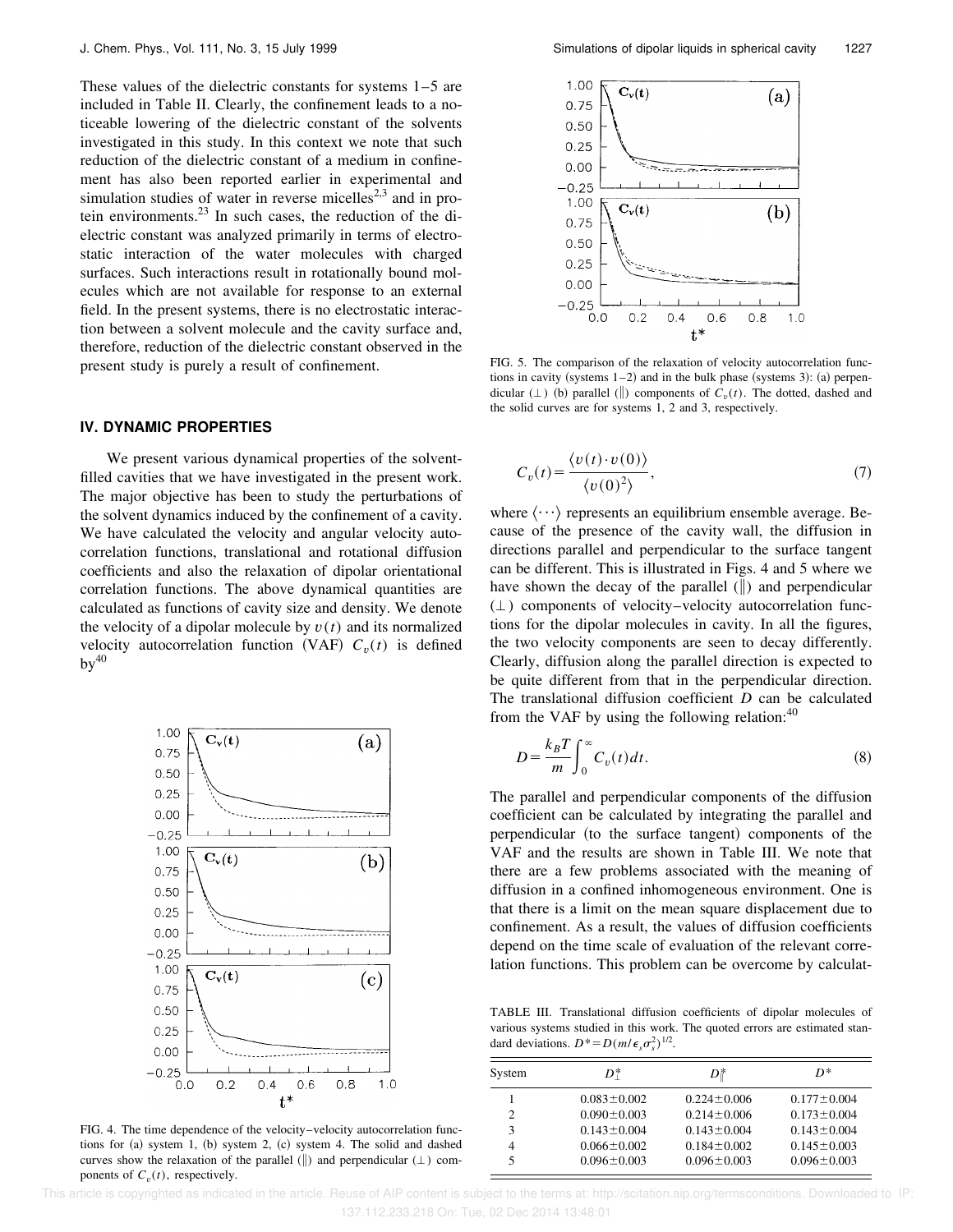These values of the dielectric constants for systems 1–5 are included in Table II. Clearly, the confinement leads to a noticeable lowering of the dielectric constant of the solvents investigated in this study. In this context we note that such reduction of the dielectric constant of a medium in confinement has also been reported earlier in experimental and simulation studies of water in reverse micelles[2,3] and in protein environments.[23] In such cases, the reduction of the dielectric constant was analyzed primarily in terms of electrostatic interaction of the water molecules with charged surfaces. Such interactions result in rotationally bound molecules which are not available for response to an external field. In the present systems, there is no electrostatic interaction between a solvent molecule and the cavity surface and, therefore, reduction of the dielectric constant observed in the present study is purely a result of confinement.

## IV. DYNAMIC PROPERTIES

We present various dynamical properties of the solvent-filled cavities that we have investigated in the present work. The major objective has been to study the perturbations of the solvent dynamics induced by the confinement of a cavity. We have calculated the velocity and angular velocity autocorrelation functions, translational and rotational diffusion coefficients and also the relaxation of dipolar orientational correlation functions. The above dynamical quantities are calculated as functions of cavity size and density. We denote the velocity of a dipolar molecule by $v(t)$ and its normalized velocity autocorrelation function (VAF) $C_v(t)$ is defined by[40]

FIG. 4. The time dependence of the velocity–velocity autocorrelation functions for (a) system 1, (b) system 2, (c) system 4. The solid and dashed curves show the relaxation of the parallel (‖) and perpendicular (⊥) components of $C_v(t)$, respectively.

FIG. 5. The comparison of the relaxation of velocity autocorrelation functions in cavity (systems 1–2) and in the bulk phase (systems 3): (a) perpendicular (⊥) (b) parallel (‖) components of $C_v(t)$. The dotted, dashed and the solid curves are for systems 1, 2 and 3, respectively.

$$C_v(t) = \frac{\langle v(t) \cdot v(0) \rangle}{\langle v(0)^2 \rangle}, \tag{7}$$

where $\langle \cdots \rangle$ represents an equilibrium ensemble average. Because of the presence of the cavity wall, the diffusion in directions parallel and perpendicular to the surface tangent can be different. This is illustrated in Figs. 4 and 5 where we have shown the decay of the parallel (‖) and perpendicular (⊥) components of velocity–velocity autocorrelation functions for the dipolar molecules in cavity. In all the figures, the two velocity components are seen to decay differently. Clearly, diffusion along the parallel direction is expected to be quite different from that in the perpendicular direction. The translational diffusion coefficient $D$ can be calculated from the VAF by using the following relation:[40]

$$D = \frac{k_B T}{m} \int_0^\infty C_v(t) dt. \tag{8}$$

The parallel and perpendicular components of the diffusion coefficient can be calculated by integrating the parallel and perpendicular (to the surface tangent) components of the VAF and the results are shown in Table III. We note that there are a few problems associated with the meaning of diffusion in a confined inhomogeneous environment. One is that there is a limit on the mean square displacement due to confinement. As a result, the values of diffusion coefficients depend on the time scale of evaluation of the relevant correlation functions. This problem can be overcome by calculat-

TABLE III. Translational diffusion coefficients of dipolar molecules of various systems studied in this work. The quoted errors are estimated standard deviations. $D^* = D(m/\epsilon_s \sigma_s^2)^{1/2}$.

| System | $D_\perp^*$ | $D_\parallel^*$ | $D^*$ |
|---|---|---|---|
| 1 | 0.083±0.002 | 0.224±0.006 | 0.177±0.004 |
| 2 | 0.090±0.003 | 0.214±0.006 | 0.173±0.004 |
| 3 | 0.143±0.004 | 0.143±0.004 | 0.143±0.004 |
| 4 | 0.066±0.002 | 0.184±0.002 | 0.145±0.003 |
| 5 | 0.096±0.003 | 0.096±0.003 | 0.096±0.003 |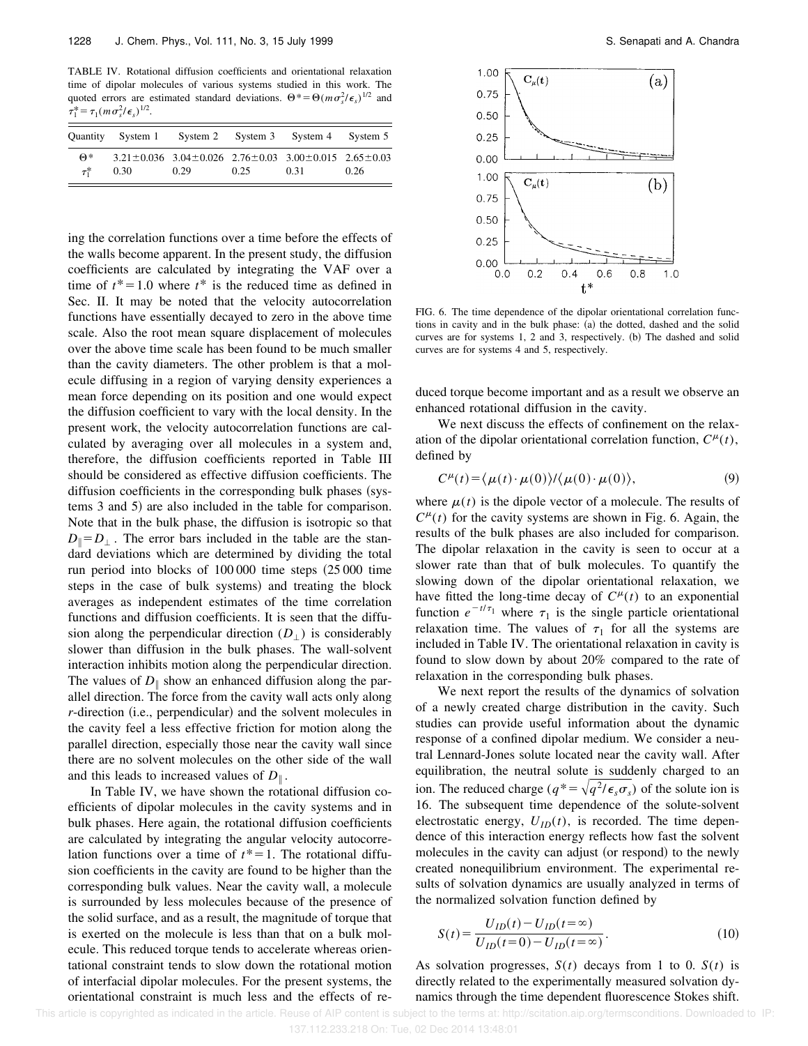TABLE IV. Rotational diffusion coefficients and orientational relaxation time of dipolar molecules of various systems studied in this work. The quoted errors are estimated standard deviations. $\Theta^* = \Theta(m\sigma_s^2/\epsilon_s)^{1/2}$ and $\tau_1^* = \tau_1(m\sigma_s^2/\epsilon_s)^{1/2}$.

| Quantity | System 1 | System 2 | System 3 | System 4 | System 5 |
|---|---|---|---|---|---|
| $\Theta^*$ | $3.21 \pm 0.036$ | $3.04 \pm 0.026$ | $2.76 \pm 0.03$ | $3.00 \pm 0.015$ | $2.65 \pm 0.03$ |
| $\tau_1^*$ | 0.30 | 0.29 | 0.25 | 0.31 | 0.26 |

ing the correlation functions over a time before the effects of the walls become apparent. In the present study, the diffusion coefficients are calculated by integrating the VAF over a time of $t^* = 1.0$ where $t^*$ is the reduced time as defined in Sec. II. It may be noted that the velocity autocorrelation functions have essentially decayed to zero in the above time scale. Also the root mean square displacement of molecules over the above time scale has been found to be much smaller than the cavity diameters. The other problem is that a molecule diffusing in a region of varying density experiences a mean force depending on its position and one would expect the diffusion coefficient to vary with the local density. In the present work, the velocity autocorrelation functions are calculated by averaging over all molecules in a system and, therefore, the diffusion coefficients reported in Table III should be considered as effective diffusion coefficients. The diffusion coefficients in the corresponding bulk phases (systems 3 and 5) are also included in the table for comparison. Note that in the bulk phase, the diffusion is isotropic so that $D_\parallel = D_\perp$. The error bars included in the table are the standard deviations which are determined by dividing the total run period into blocks of 100 000 time steps (25 000 time steps in the case of bulk systems) and treating the block averages as independent estimates of the time correlation functions and diffusion coefficients. It is seen that the diffusion along the perpendicular direction ($D_\perp$) is considerably slower than diffusion in the bulk phases. The wall-solvent interaction inhibits motion along the perpendicular direction. The values of $D_\parallel$ show an enhanced diffusion along the parallel direction. The force from the cavity wall acts only along $r$-direction (i.e., perpendicular) and the solvent molecules in the cavity feel a less effective friction for motion along the parallel direction, especially those near the cavity wall since there are no solvent molecules on the other side of the wall and this leads to increased values of $D_\parallel$.

In Table IV, we have shown the rotational diffusion coefficients of dipolar molecules in the cavity systems and in bulk phases. Here again, the rotational diffusion coefficients are calculated by integrating the angular velocity autocorrelation functions over a time of $t^* = 1$. The rotational diffusion coefficients in the cavity are found to be higher than the corresponding bulk values. Near the cavity wall, a molecule is surrounded by less molecules because of the presence of the solid surface, and as a result, the magnitude of torque that is exerted on the molecule is less than that on a bulk molecule. This reduced torque tends to accelerate whereas orientational constraint tends to slow down the rotational motion of interfacial dipolar molecules. For the present systems, the orientational constraint is much less and the effects of reduced torque become important and as a result we observe an enhanced rotational diffusion in the cavity.

FIG. 6. The time dependence of the dipolar orientational correlation functions in cavity and in the bulk phase: (a) the dotted, dashed and the solid curves are for systems 1, 2 and 3, respectively. (b) The dashed and solid curves are for systems 4 and 5, respectively.

We next discuss the effects of confinement on the relaxation of the dipolar orientational correlation function, $C^\mu(t)$, defined by

$$C^\mu(t) = \langle \mu(t) \cdot \mu(0) \rangle / \langle \mu(0) \cdot \mu(0) \rangle, \tag{9}$$

where $\mu(t)$ is the dipole vector of a molecule. The results of $C^\mu(t)$ for the cavity systems are shown in Fig. 6. Again, the results of the bulk phases are also included for comparison. The dipolar relaxation in the cavity is seen to occur at a slower rate than that of bulk molecules. To quantify the slowing down of the dipolar orientational relaxation, we have fitted the long-time decay of $C^\mu(t)$ to an exponential function $e^{-t/\tau_1}$ where $\tau_1$ is the single particle orientational relaxation time. The values of $\tau_1$ for all the systems are included in Table IV. The orientational relaxation in cavity is found to slow down by about 20% compared to the rate of relaxation in the corresponding bulk phases.

We next report the results of the dynamics of solvation of a newly created charge distribution in the cavity. Such studies can provide useful information about the dynamic response of a confined dipolar medium. We consider a neutral Lennard-Jones solute located near the cavity wall. After equilibration, the neutral solute is suddenly charged to an ion. The reduced charge ($q^* = \sqrt{q^2/\epsilon_s \sigma_s}$) of the solute ion is 16. The subsequent time dependence of the solute-solvent electrostatic energy, $U_{ID}(t)$, is recorded. The time dependence of this interaction energy reflects how fast the solvent molecules in the cavity can adjust (or respond) to the newly created nonequilibrium environment. The experimental results of solvation dynamics are usually analyzed in terms of the normalized solvation function defined by

$$S(t) = \frac{U_{ID}(t) - U_{ID}(t=\infty)}{U_{ID}(t=0) - U_{ID}(t=\infty)}. \tag{10}$$

As solvation progresses, $S(t)$ decays from 1 to 0. $S(t)$ is directly related to the experimentally measured solvation dynamics through the time dependent fluorescence Stokes shift.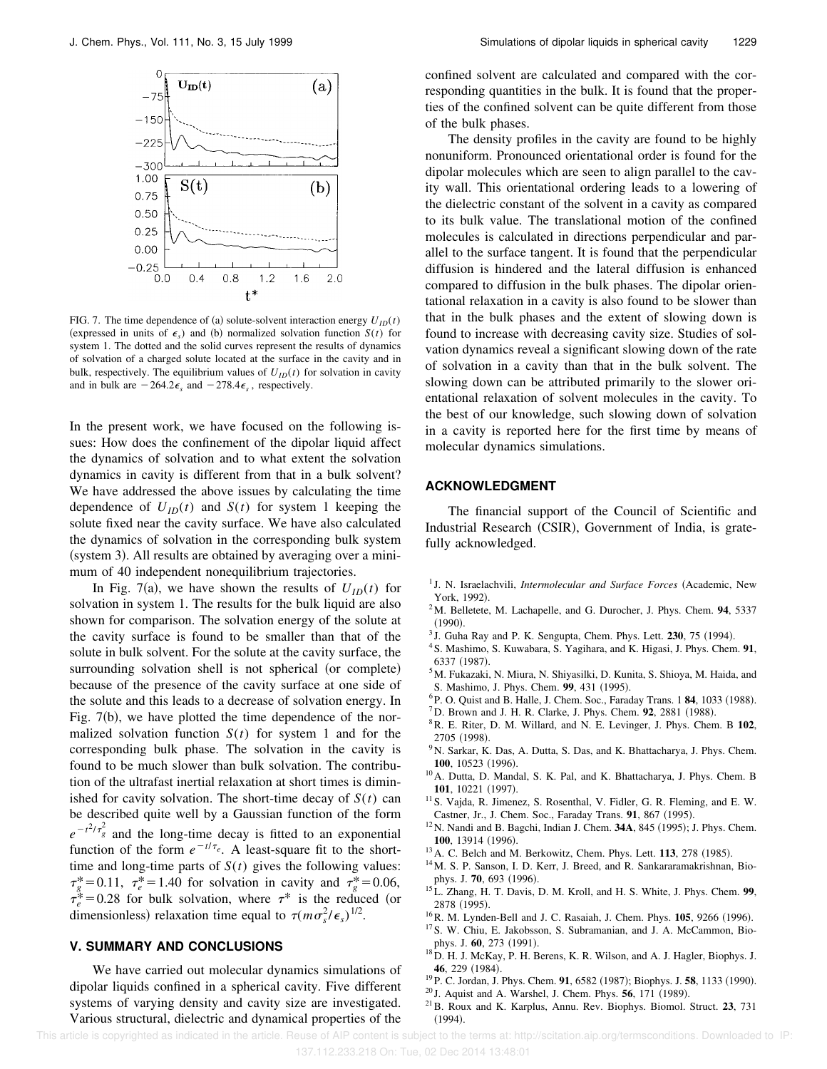U_{ID}(t)

(a)

0

−75

−150

−225

−300

S(t)

(b)

1.00

0.75

0.50

0.25

0.00

−0.25

0.0 0.4 0.8 1.2 1.6 2.0

t*

FIG. 7. The time dependence of (a) solute-solvent interaction energy $U_{ID}(t)$ (expressed in units of $\epsilon_s$) and (b) normalized solvation function $S(t)$ for system 1. The dotted and the solid curves represent the results of dynamics of solvation of a charged solute located at the surface in the cavity and in bulk, respectively. The equilibrium values of $U_{ID}(t)$ for solvation in cavity and in bulk are $-264.2\epsilon_s$ and $-278.4\epsilon_s$, respectively.

In the present work, we have focused on the following issues: How does the confinement of the dipolar liquid affect the dynamics of solvation and to what extent the solvation dynamics in cavity is different from that in a bulk solvent? We have addressed the above issues by calculating the time dependence of $U_{ID}(t)$ and $S(t)$ for system 1 keeping the solute fixed near the cavity surface. We have also calculated the dynamics of solvation in the corresponding bulk system (system 3). All results are obtained by averaging over a minimum of 40 independent nonequilibrium trajectories.

In Fig. 7(a), we have shown the results of $U_{ID}(t)$ for solvation in system 1. The results for the bulk liquid are also shown for comparison. The solvation energy of the solute at the cavity surface is found to be smaller than that of the solute in bulk solvent. For the solute at the cavity surface, the surrounding solvation shell is not spherical (or complete) because of the presence of the cavity surface at one side of the solute and this leads to a decrease of solvation energy. In Fig. 7(b), we have plotted the time dependence of the normalized solvation function $S(t)$ for system 1 and for the corresponding bulk phase. The solvation in the cavity is found to be much slower than bulk solvation. The contribution of the ultrafast inertial relaxation at short times is diminished for cavity solvation. The short-time decay of $S(t)$ can be described quite well by a Gaussian function of the form $e^{-t^2/\tau_g^2}$ and the long-time decay is fitted to an exponential function of the form $e^{-t/\tau_e}$. A least-square fit to the short-time and long-time parts of $S(t)$ gives the following values: $\tau_g^* = 0.11$, $\tau_e^* = 1.40$ for solvation in cavity and $\tau_g^* = 0.06$, $\tau_e^* = 0.28$ for bulk solvation, where $\tau^*$ is the reduced (or dimensionless) relaxation time equal to $\tau(m\sigma_s^2/\epsilon_s)^{1/2}$.

## V. SUMMARY AND CONCLUSIONS

We have carried out molecular dynamics simulations of dipolar liquids confined in a spherical cavity. Five different systems of varying density and cavity size are investigated. Various structural, dielectric and dynamical properties of the confined solvent are calculated and compared with the corresponding quantities in the bulk. It is found that the properties of the confined solvent can be quite different from those of the bulk phases.

The density profiles in the cavity are found to be highly nonuniform. Pronounced orientational order is found for the dipolar molecules which are seen to align parallel to the cavity wall. This orientational ordering leads to a lowering of the dielectric constant of the solvent in a cavity as compared to its bulk value. The translational motion of the confined molecules is calculated in directions perpendicular and parallel to the surface tangent. It is found that the perpendicular diffusion is hindered and the lateral diffusion is enhanced compared to diffusion in the bulk phases. The dipolar orientational relaxation in a cavity is also found to be slower than that in the bulk phases and the extent of slowing down is found to increase with decreasing cavity size. Studies of solvation dynamics reveal a significant slowing down of the rate of solvation in a cavity than that in the bulk solvent. The slowing down can be attributed primarily to the slower orientational relaxation of solvent molecules in the cavity. To the best of our knowledge, such slowing down of solvation in a cavity is reported here for the first time by means of molecular dynamics simulations.

## ACKNOWLEDGMENT

The financial support of the Council of Scientific and Industrial Research (CSIR), Government of India, is gratefully acknowledged.

[1] J. N. Israelachvili, *Intermolecular and Surface Forces* (Academic, New York, 1992).
[2] M. Belletete, M. Lachapelle, and G. Durocher, J. Phys. Chem. **94**, 5337 (1990).
[3] J. Guha Ray and P. K. Sengupta, Chem. Phys. Lett. **230**, 75 (1994).
[4] S. Mashimo, S. Kuwabara, S. Yagihara, and K. Higasi, J. Phys. Chem. **91**, 6337 (1987).
[5] M. Fukazaki, N. Miura, N. Shiyasilki, D. Kunita, S. Shioya, M. Haida, and S. Mashimo, J. Phys. Chem. **99**, 431 (1995).
[6] P. O. Quist and B. Halle, J. Chem. Soc., Faraday Trans. 1 **84**, 1033 (1988).
[7] D. Brown and J. H. R. Clarke, J. Phys. Chem. **92**, 2881 (1988).
[8] R. E. Riter, D. M. Willard, and N. E. Levinger, J. Phys. Chem. B **102**, 2705 (1998).
[9] N. Sarkar, K. Das, A. Dutta, S. Das, and K. Bhattacharya, J. Phys. Chem. **100**, 10523 (1996).
[10] A. Dutta, D. Mandal, S. K. Pal, and K. Bhattacharya, J. Phys. Chem. B **101**, 10221 (1997).
[11] S. Vajda, R. Jimenez, S. Rosenthal, V. Fidler, G. R. Fleming, and E. W. Castner, Jr., J. Chem. Soc., Faraday Trans. **91**, 867 (1995).
[12] N. Nandi and B. Bagchi, Indian J. Chem. **34A**, 845 (1995); J. Phys. Chem. **100**, 13914 (1996).
[13] A. C. Belch and M. Berkowitz, Chem. Phys. Lett. **113**, 278 (1985).
[14] M. S. P. Sanson, I. D. Kerr, J. Breed, and R. Sankararamakrishnan, Biophys. J. **70**, 693 (1996).
[15] L. Zhang, H. T. Davis, D. M. Kroll, and H. S. White, J. Phys. Chem. **99**, 2878 (1995).
[16] R. M. Lynden-Bell and J. C. Rasaiah, J. Chem. Phys. **105**, 9266 (1996).
[17] S. W. Chiu, E. Jakobsson, S. Subramanian, and J. A. McCammon, Biophys. J. **60**, 273 (1991).
[18] D. H. J. McKay, P. H. Berens, K. R. Wilson, and A. J. Hagler, Biophys. J. **46**, 229 (1984).
[19] P. C. Jordan, J. Phys. Chem. **91**, 6582 (1987); Biophys. J. **58**, 1133 (1990).
[20] J. Aquist and A. Warshel, J. Chem. Phys. **56**, 171 (1989).
[21] B. Roux and K. Karplus, Annu. Rev. Biophys. Biomol. Struct. **23**, 731 (1994).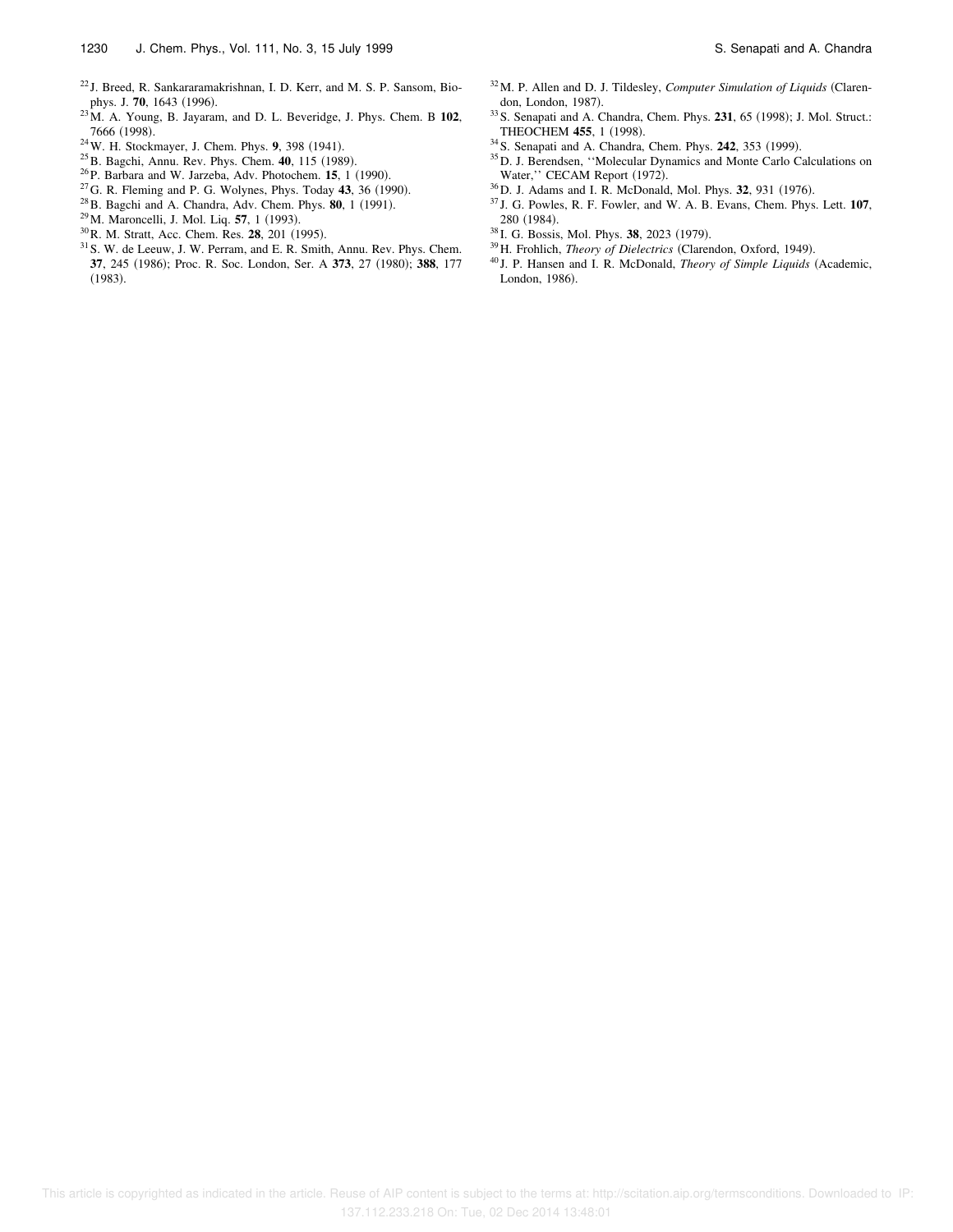[22] J. Breed, R. Sankararamakrishnan, I. D. Kerr, and M. S. P. Sansom, Biophys. J. **70**, 1643 (1996).

[23] M. A. Young, B. Jayaram, and D. L. Beveridge, J. Phys. Chem. B **102**, 7666 (1998).

[24] W. H. Stockmayer, J. Chem. Phys. **9**, 398 (1941).

[25] B. Bagchi, Annu. Rev. Phys. Chem. **40**, 115 (1989).

[26] P. Barbara and W. Jarzeba, Adv. Photochem. **15**, 1 (1990).

[27] G. R. Fleming and P. G. Wolynes, Phys. Today **43**, 36 (1990).

[28] B. Bagchi and A. Chandra, Adv. Chem. Phys. **80**, 1 (1991).

[29] M. Maroncelli, J. Mol. Liq. **57**, 1 (1993).

[30] R. M. Stratt, Acc. Chem. Res. **28**, 201 (1995).

[31] S. W. de Leeuw, J. W. Perram, and E. R. Smith, Annu. Rev. Phys. Chem. **37**, 245 (1986); Proc. R. Soc. London, Ser. A **373**, 27 (1980); **388**, 177 (1983).

[32] M. P. Allen and D. J. Tildesley, *Computer Simulation of Liquids* (Clarendon, London, 1987).

[33] S. Senapati and A. Chandra, Chem. Phys. **231**, 65 (1998); J. Mol. Struct.: THEOCHEM **455**, 1 (1998).

[34] S. Senapati and A. Chandra, Chem. Phys. **242**, 353 (1999).

[35] D. J. Berendsen, ''Molecular Dynamics and Monte Carlo Calculations on Water,'' CECAM Report (1972).

[36] D. J. Adams and I. R. McDonald, Mol. Phys. **32**, 931 (1976).

[37] J. G. Powles, R. F. Fowler, and W. A. B. Evans, Chem. Phys. Lett. **107**, 280 (1984).

[38] I. G. Bossis, Mol. Phys. **38**, 2023 (1979).

[39] H. Frohlich, *Theory of Dielectrics* (Clarendon, Oxford, 1949).

[40] J. P. Hansen and I. R. McDonald, *Theory of Simple Liquids* (Academic, London, 1986).